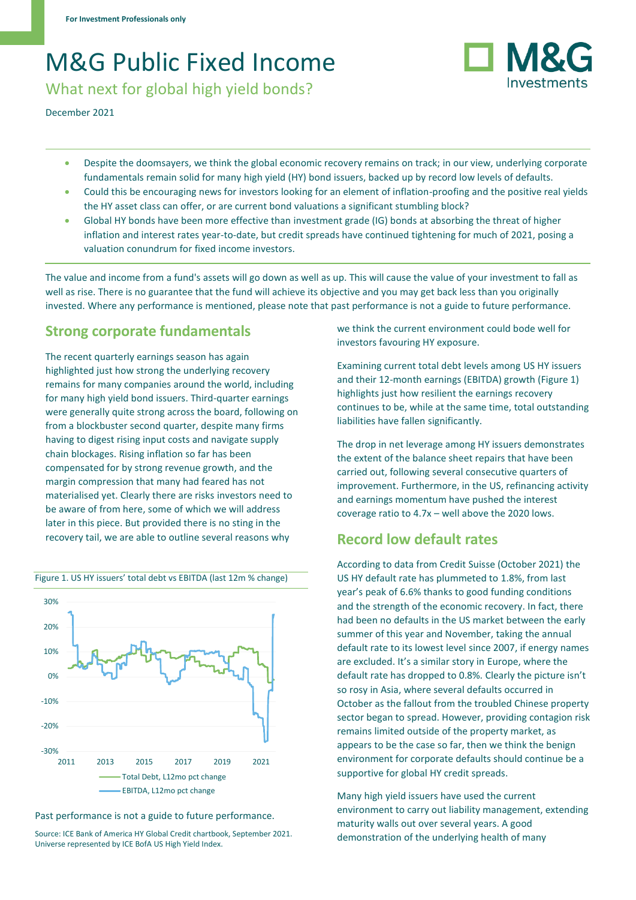For Investment Professionals only

# M&G Public Fixed Income

## What next for global high yield bonds?

December 2021

- Despite the doomsayers, we think the global economic recovery remains on track; in our view, underlying corporate fundamentals remain solid for many high yield (HY) bond issuers, backed up by record low levels of defaults.
- Could this be encouraging news for investors looking for an element of inflation-proofing and the positive real yields the HY asset class can offer, or are current bond valuations a significant stumbling block?
- Global HY bonds have been more effective than investment grade (IG) bonds at absorbing the threat of higher inflation and interest rates year-to-date, but credit spreads have continued tightening for much of 2021, posing a valuation conundrum for fixed income investors.

The value and income from a fund's assets will go down as well as up. This will cause the value of your investment to fall as well as rise. There is no guarantee that the fund will achieve its objective and you may get back less than you originally invested. Where any performance is mentioned, please note that past performance is not a guide to future performance.

## Strong corporate fundamentals

The recent quarterly earnings season has again highlighted just how strong the underlying recovery remains for many companies around the world, including for many high yield bond issuers. Third-quarter earnings were generally quite strong across the board, following on from a blockbuster second quarter, despite many firms having to digest rising input costs and navigate supply chain blockages. Rising inflation so far has been compensated for by strong revenue growth, and the margin compression that many had feared has not materialised yet. Clearly there are risks investors need to be aware of from here, some of which we will address later in this piece. But provided there is no sting in the recovery tail, we are able to outline several reasons why we think the current environment could bode well for investors favouring HY exposure.

Figure 1. US HY issuers' total debt vs EBITDA (last 12m % change)

Past performance is not a guide to future performance.

Source: ICE Bank of America HY Global Credit chartbook, September 2021. Universe represented by ICE BofA US High Yield Index.

Examining current total debt levels among US HY issuers and their 12-month earnings (EBITDA) growth (Figure 1) highlights just how resilient the earnings recovery continues to be, while at the same time, total outstanding liabilities have fallen significantly.

The drop in net leverage among HY issuers demonstrates the extent of the balance sheet repairs that have been carried out, following several consecutive quarters of improvement. Furthermore, in the US, refinancing activity and earnings momentum have pushed the interest coverage ratio to 4.7x – well above the 2020 lows.

## Record low default rates

According to data from Credit Suisse (October 2021) the US HY default rate has plummeted to 1.8%, from last year's peak of 6.6% thanks to good funding conditions and the strength of the economic recovery. In fact, there had been no defaults in the US market between the early summer of this year and November, taking the annual default rate to its lowest level since 2007, if energy names are excluded. It's a similar story in Europe, where the default rate has dropped to 0.8%. Clearly the picture isn't so rosy in Asia, where several defaults occurred in October as the fallout from the troubled Chinese property sector began to spread. However, providing contagion risk remains limited outside of the property market, as appears to be the case so far, then we think the benign environment for corporate defaults should continue be a supportive for global HY credit spreads.

Many high yield issuers have used the current environment to carry out liability management, extending maturity walls out over several years. A good demonstration of the underlying health of many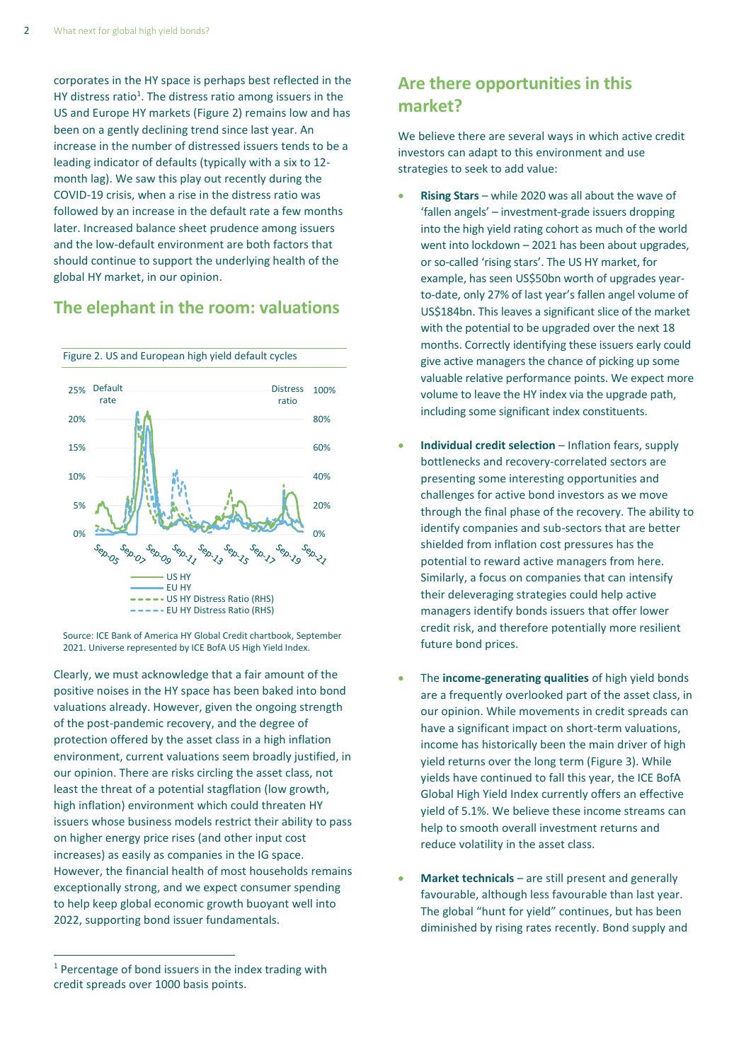corporates in the HY space is perhaps best reflected in the HY distress ratio[1]. The distress ratio among issuers in the US and Europe HY markets (Figure 2) remains low and has been on a gently declining trend since last year. An increase in the number of distressed issuers tends to be a leading indicator of defaults (typically with a six to 12-month lag). We saw this play out recently during the COVID-19 crisis, when a rise in the distress ratio was followed by an increase in the default rate a few months later. Increased balance sheet prudence among issuers and the low-default environment are both factors that should continue to support the underlying health of the global HY market, in our opinion.

## The elephant in the room: valuations

Figure 2. US and European high yield default cycles

Source: ICE Bank of America HY Global Credit chartbook, September 2021. Universe represented by ICE BofA US High Yield Index.

Clearly, we must acknowledge that a fair amount of the positive noises in the HY space has been baked into bond valuations already. However, given the ongoing strength of the post-pandemic recovery, and the degree of protection offered by the asset class in a high inflation environment, current valuations seem broadly justified, in our opinion. There are risks circling the asset class, not least the threat of a potential stagflation (low growth, high inflation) environment which could threaten HY issuers whose business models restrict their ability to pass on higher energy price rises (and other input cost increases) as easily as companies in the IG space. However, the financial health of most households remains exceptionally strong, and we expect consumer spending to help keep global economic growth buoyant well into 2022, supporting bond issuer fundamentals.

[1] Percentage of bond issuers in the index trading with credit spreads over 1000 basis points.

## Are there opportunities in this market?

We believe there are several ways in which active credit investors can adapt to this environment and use strategies to seek to add value:

- **Rising Stars** – while 2020 was all about the wave of 'fallen angels' – investment-grade issuers dropping into the high yield rating cohort as much of the world went into lockdown – 2021 has been about upgrades, or so-called 'rising stars'. The US HY market, for example, has seen US$50bn worth of upgrades year-to-date, only 27% of last year's fallen angel volume of US$184bn. This leaves a significant slice of the market with the potential to be upgraded over the next 18 months. Correctly identifying these issuers early could give active managers the chance of picking up some valuable relative performance points. We expect more volume to leave the HY index via the upgrade path, including some significant index constituents.

- **Individual credit selection** – Inflation fears, supply bottlenecks and recovery-correlated sectors are presenting some interesting opportunities and challenges for active bond investors as we move through the final phase of the recovery. The ability to identify companies and sub-sectors that are better shielded from inflation cost pressures has the potential to reward active managers from here. Similarly, a focus on companies that can intensify their deleveraging strategies could help active managers identify bonds issuers that offer lower credit risk, and therefore potentially more resilient future bond prices.

- The **income-generating qualities** of high yield bonds are a frequently overlooked part of the asset class, in our opinion. While movements in credit spreads can have a significant impact on short-term valuations, income has historically been the main driver of high yield returns over the long term (Figure 3). While yields have continued to fall this year, the ICE BofA Global High Yield Index currently offers an effective yield of 5.1%. We believe these income streams can help to smooth overall investment returns and reduce volatility in the asset class.

- **Market technicals** – are still present and generally favourable, although less favourable than last year. The global "hunt for yield" continues, but has been diminished by rising rates recently. Bond supply and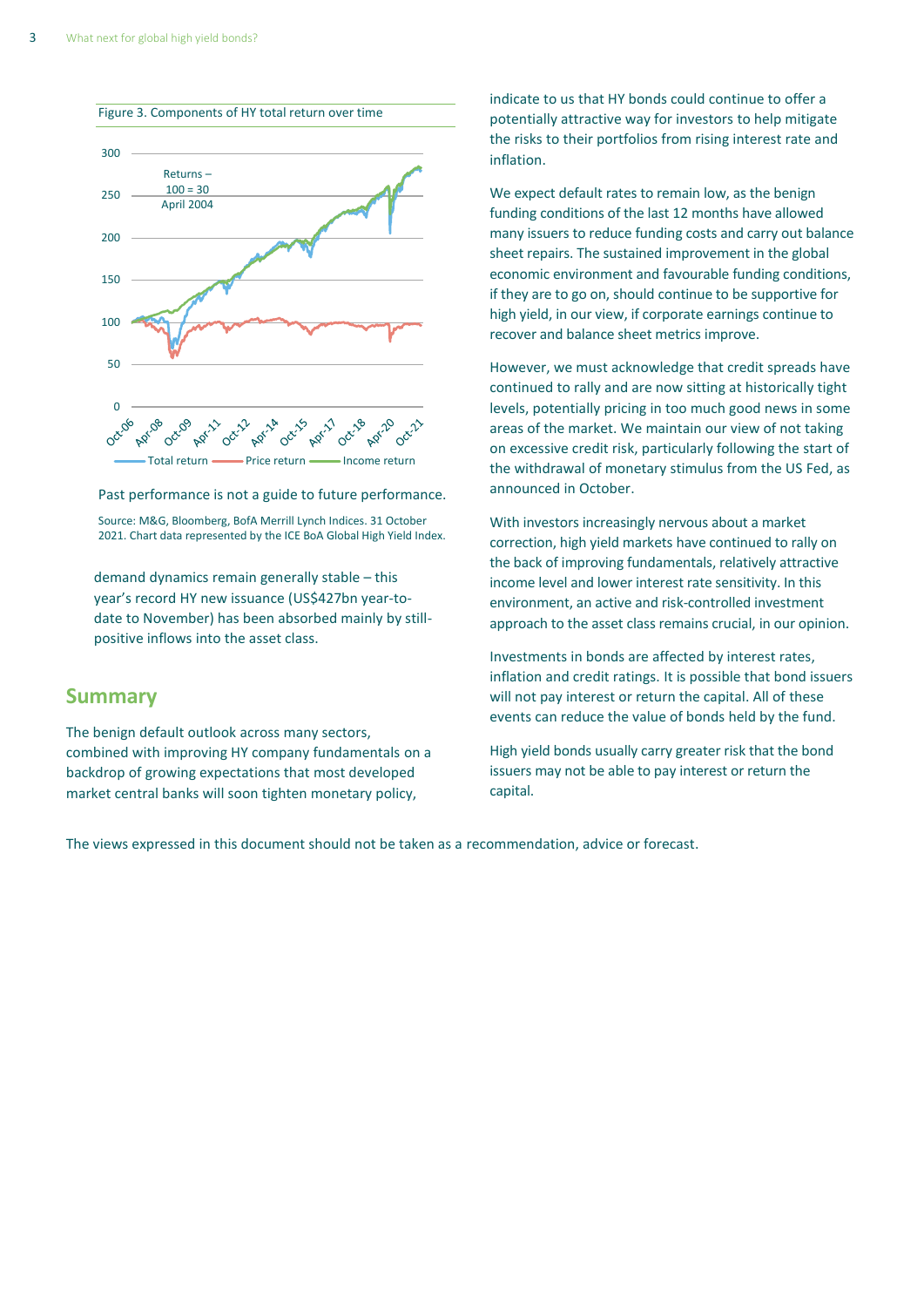Figure 3. Components of HY total return over time

Past performance is not a guide to future performance.

Source: M&G, Bloomberg, BofA Merrill Lynch Indices. 31 October 2021. Chart data represented by the ICE BoA Global High Yield Index.

demand dynamics remain generally stable – this year's record HY new issuance (US$427bn year-to-date to November) has been absorbed mainly by still-positive inflows into the asset class.

## Summary

The benign default outlook across many sectors, combined with improving HY company fundamentals on a backdrop of growing expectations that most developed market central banks will soon tighten monetary policy, indicate to us that HY bonds could continue to offer a potentially attractive way for investors to help mitigate the risks to their portfolios from rising interest rate and inflation.

We expect default rates to remain low, as the benign funding conditions of the last 12 months have allowed many issuers to reduce funding costs and carry out balance sheet repairs. The sustained improvement in the global economic environment and favourable funding conditions, if they are to go on, should continue to be supportive for high yield, in our view, if corporate earnings continue to recover and balance sheet metrics improve.

However, we must acknowledge that credit spreads have continued to rally and are now sitting at historically tight levels, potentially pricing in too much good news in some areas of the market. We maintain our view of not taking on excessive credit risk, particularly following the start of the withdrawal of monetary stimulus from the US Fed, as announced in October.

With investors increasingly nervous about a market correction, high yield markets have continued to rally on the back of improving fundamentals, relatively attractive income level and lower interest rate sensitivity. In this environment, an active and risk-controlled investment approach to the asset class remains crucial, in our opinion.

Investments in bonds are affected by interest rates, inflation and credit ratings. It is possible that bond issuers will not pay interest or return the capital. All of these events can reduce the value of bonds held by the fund.

High yield bonds usually carry greater risk that the bond issuers may not be able to pay interest or return the capital.

The views expressed in this document should not be taken as a recommendation, advice or forecast.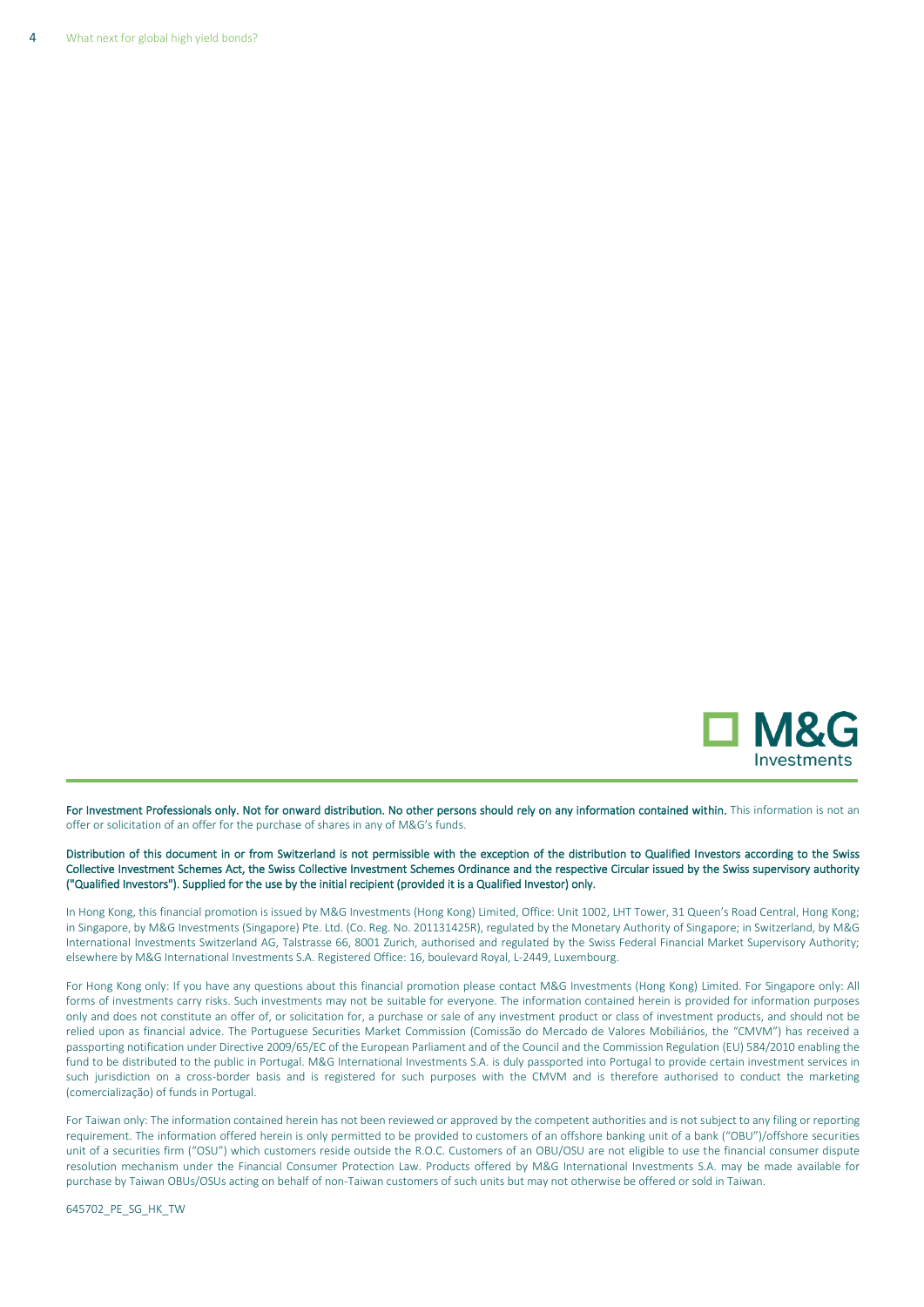**For Investment Professionals only. Not for onward distribution. No other persons should rely on any information contained within.** This information is not an offer or solicitation of an offer for the purchase of shares in any of M&G's funds.

**Distribution of this document in or from Switzerland is not permissible with the exception of the distribution to Qualified Investors according to the Swiss Collective Investment Schemes Act, the Swiss Collective Investment Schemes Ordinance and the respective Circular issued by the Swiss supervisory authority ("Qualified Investors"). Supplied for the use by the initial recipient (provided it is a Qualified Investor) only.**

In Hong Kong, this financial promotion is issued by M&G Investments (Hong Kong) Limited, Office: Unit 1002, LHT Tower, 31 Queen's Road Central, Hong Kong; in Singapore, by M&G Investments (Singapore) Pte. Ltd. (Co. Reg. No. 201131425R), regulated by the Monetary Authority of Singapore; in Switzerland, by M&G International Investments Switzerland AG, Talstrasse 66, 8001 Zurich, authorised and regulated by the Swiss Federal Financial Market Supervisory Authority; elsewhere by M&G International Investments S.A. Registered Office: 16, boulevard Royal, L-2449, Luxembourg.

For Hong Kong only: If you have any questions about this financial promotion please contact M&G Investments (Hong Kong) Limited. For Singapore only: All forms of investments carry risks. Such investments may not be suitable for everyone. The information contained herein is provided for information purposes only and does not constitute an offer of, or solicitation for, a purchase or sale of any investment product or class of investment products, and should not be relied upon as financial advice. The Portuguese Securities Market Commission (Comissão do Mercado de Valores Mobiliários, the "CMVM") has received a passporting notification under Directive 2009/65/EC of the European Parliament and of the Council and the Commission Regulation (EU) 584/2010 enabling the fund to be distributed to the public in Portugal. M&G International Investments S.A. is duly passported into Portugal to provide certain investment services in such jurisdiction on a cross-border basis and is registered for such purposes with the CMVM and is therefore authorised to conduct the marketing (comercialização) of funds in Portugal.

For Taiwan only: The information contained herein has not been reviewed or approved by the competent authorities and is not subject to any filing or reporting requirement. The information offered herein is only permitted to be provided to customers of an offshore banking unit of a bank ("OBU")/offshore securities unit of a securities firm ("OSU") which customers reside outside the R.O.C. Customers of an OBU/OSU are not eligible to use the financial consumer dispute resolution mechanism under the Financial Consumer Protection Law. Products offered by M&G International Investments S.A. may be made available for purchase by Taiwan OBUs/OSUs acting on behalf of non-Taiwan customers of such units but may not otherwise be offered or sold in Taiwan.

645702_PE_SG_HK_TW